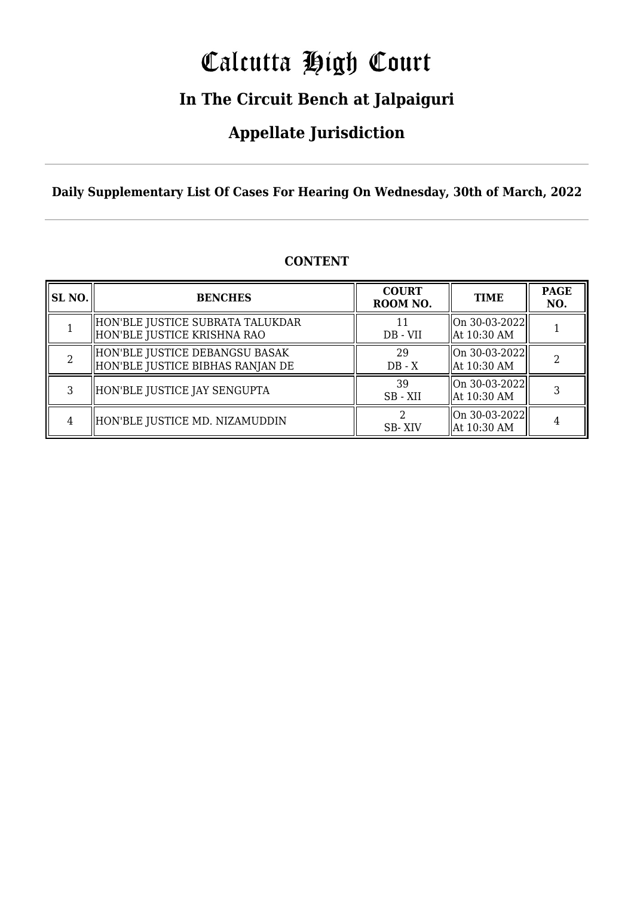# Calcutta High Court

## In The Circuit Bench at Jalpaiguri

## Appellate Jurisdiction

**Daily Supplementary List Of Cases For Hearing On Wednesday, 30th of March, 2022**

### CONTENT

| SL NO. | BENCHES | COURT ROOM NO. | TIME | PAGE NO. |
|---|---|---|---|---|
| 1 | HON'BLE JUSTICE SUBRATA TALUKDAR<br>HON'BLE JUSTICE KRISHNA RAO | 11<br>DB - VII | On 30-03-2022<br>At 10:30 AM | 1 |
| 2 | HON'BLE JUSTICE DEBANGSU BASAK<br>HON'BLE JUSTICE BIBHAS RANJAN DE | 29<br>DB - X | On 30-03-2022<br>At 10:30 AM | 2 |
| 3 | HON'BLE JUSTICE JAY SENGUPTA | 39<br>SB - XII | On 30-03-2022<br>At 10:30 AM | 3 |
| 4 | HON'BLE JUSTICE MD. NIZAMUDDIN | 2<br>SB- XIV | On 30-03-2022<br>At 10:30 AM | 4 |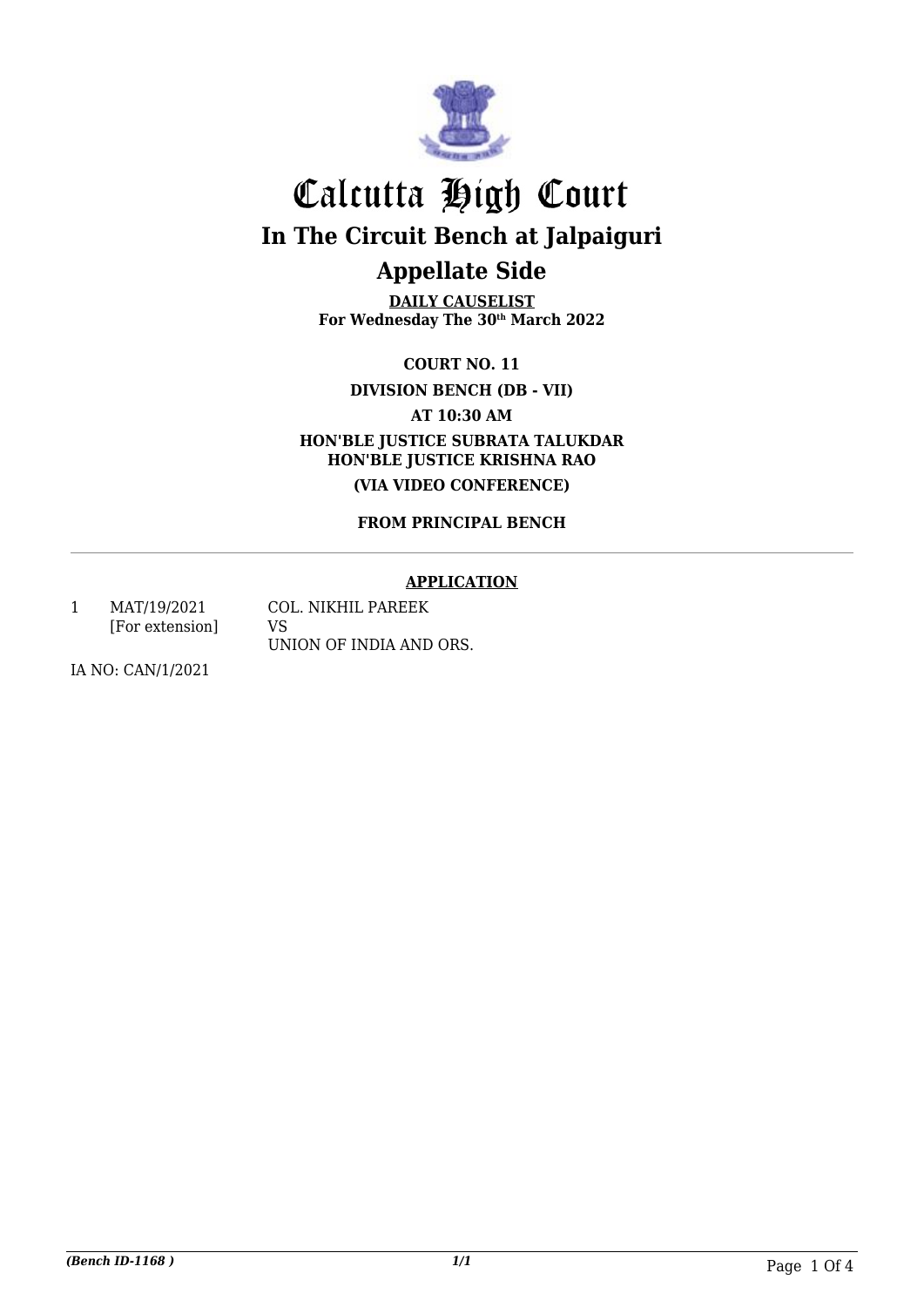# Calcutta High Court

## In The Circuit Bench at Jalpaiguri

## Appellate Side

**DAILY CAUSELIST**
**For Wednesday The 30th March 2022**

**COURT NO. 11**

**DIVISION BENCH (DB - VII)**

**AT 10:30 AM**

**HON'BLE JUSTICE SUBRATA TALUKDAR**
**HON'BLE JUSTICE KRISHNA RAO**

**(VIA VIDEO CONFERENCE)**

**FROM PRINCIPAL BENCH**

---

**APPLICATION**

1 MAT/19/2021 [For extension] COL. NIKHIL PAREEK
VS
UNION OF INDIA AND ORS.

IA NO: CAN/1/2021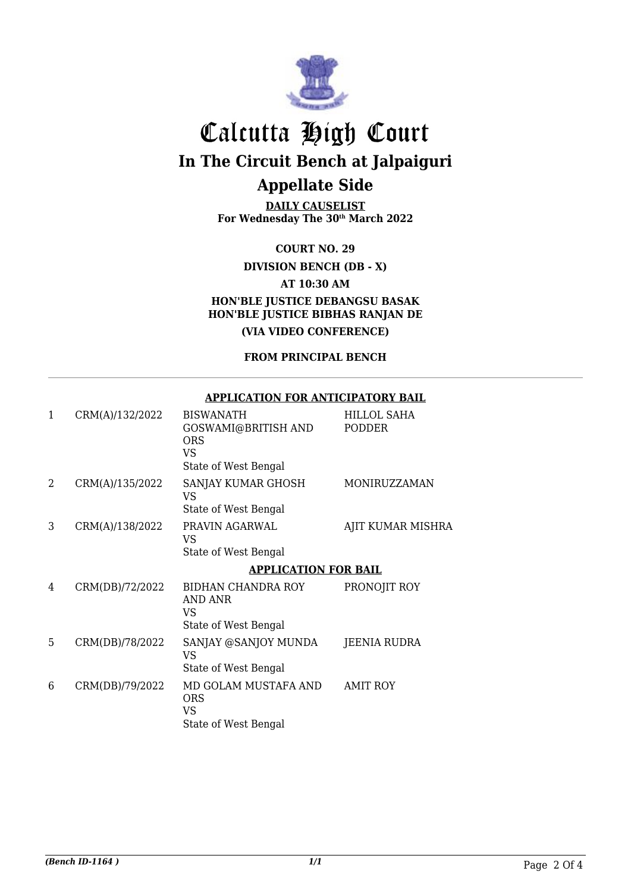# Calcutta High Court

## In The Circuit Bench at Jalpaiguri

## Appellate Side

**DAILY CAUSELIST**
**For Wednesday The 30th March 2022**

**COURT NO. 29**

**DIVISION BENCH (DB - X)**

**AT 10:30 AM**

**HON'BLE JUSTICE DEBANGSU BASAK**
**HON'BLE JUSTICE BIBHAS RANJAN DE**

**(VIA VIDEO CONFERENCE)**

**FROM PRINCIPAL BENCH**

**APPLICATION FOR ANTICIPATORY BAIL**

| | | | |
|---|---|---|---|
| 1 | CRM(A)/132/2022 | BISWANATH GOSWAMI@BRITISH AND ORS<br>VS<br>State of West Bengal | HILLOL SAHA PODDER |
| 2 | CRM(A)/135/2022 | SANJAY KUMAR GHOSH<br>VS<br>State of West Bengal | MONIRUZZAMAN |
| 3 | CRM(A)/138/2022 | PRAVIN AGARWAL<br>VS<br>State of West Bengal | AJIT KUMAR MISHRA |

**APPLICATION FOR BAIL**

| | | | |
|---|---|---|---|
| 4 | CRM(DB)/72/2022 | BIDHAN CHANDRA ROY AND ANR<br>VS<br>State of West Bengal | PRONOJIT ROY |
| 5 | CRM(DB)/78/2022 | SANJAY @SANJOY MUNDA<br>VS<br>State of West Bengal | JEENIA RUDRA |
| 6 | CRM(DB)/79/2022 | MD GOLAM MUSTAFA AND ORS<br>VS<br>State of West Bengal | AMIT ROY |

*(Bench ID-1164 )*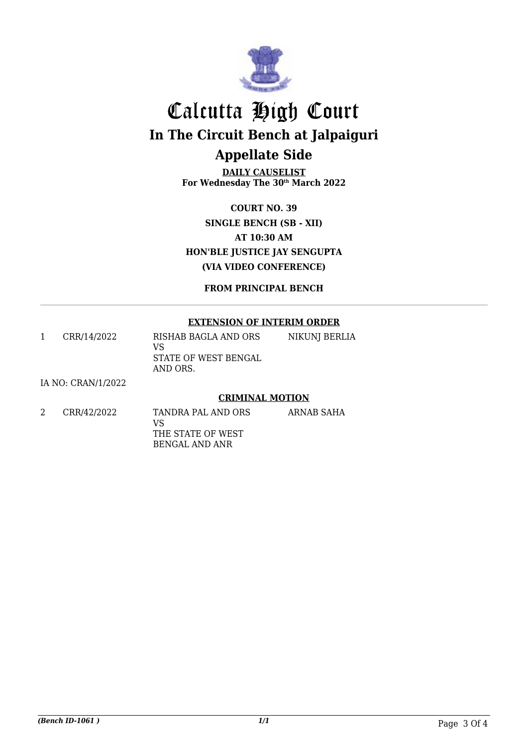# Calcutta High Court

## In The Circuit Bench at Jalpaiguri

## Appellate Side

**DAILY CAUSELIST**
**For Wednesday The 30th March 2022**

**COURT NO. 39**
**SINGLE BENCH (SB - XII)**
**AT 10:30 AM**
**HON'BLE JUSTICE JAY SENGUPTA**
**(VIA VIDEO CONFERENCE)**

**FROM PRINCIPAL BENCH**

---

**EXTENSION OF INTERIM ORDER**

| | | | |
|---|---|---|---|
| 1 | CRR/14/2022 | RISHAB BAGLA AND ORS<br>VS<br>STATE OF WEST BENGAL AND ORS. | NIKUNJ BERLIA |

IA NO: CRAN/1/2022

**CRIMINAL MOTION**

| | | | |
|---|---|---|---|
| 2 | CRR/42/2022 | TANDRA PAL AND ORS<br>VS<br>THE STATE OF WEST BENGAL AND ANR | ARNAB SAHA |

*(Bench ID-1061 )*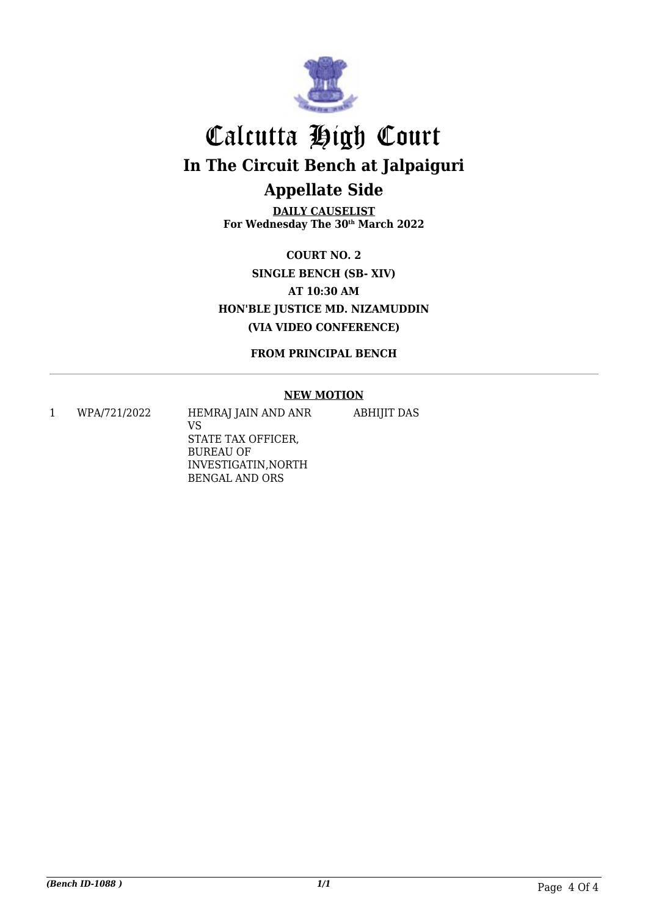# Calcutta High Court

## In The Circuit Bench at Jalpaiguri

## Appellate Side

**DAILY CAUSELIST**
**For Wednesday The 30th March 2022**

**COURT NO. 2**
**SINGLE BENCH (SB- XIV)**
**AT 10:30 AM**
**HON'BLE JUSTICE MD. NIZAMUDDIN**
**(VIA VIDEO CONFERENCE)**

**FROM PRINCIPAL BENCH**

**NEW MOTION**

| | | | |
|---|---|---|---|
| 1 | WPA/721/2022 | HEMRAJ JAIN AND ANR VS STATE TAX OFFICER, BUREAU OF INVESTIGATIN,NORTH BENGAL AND ORS | ABHIJIT DAS |

*(Bench ID-1088 )*